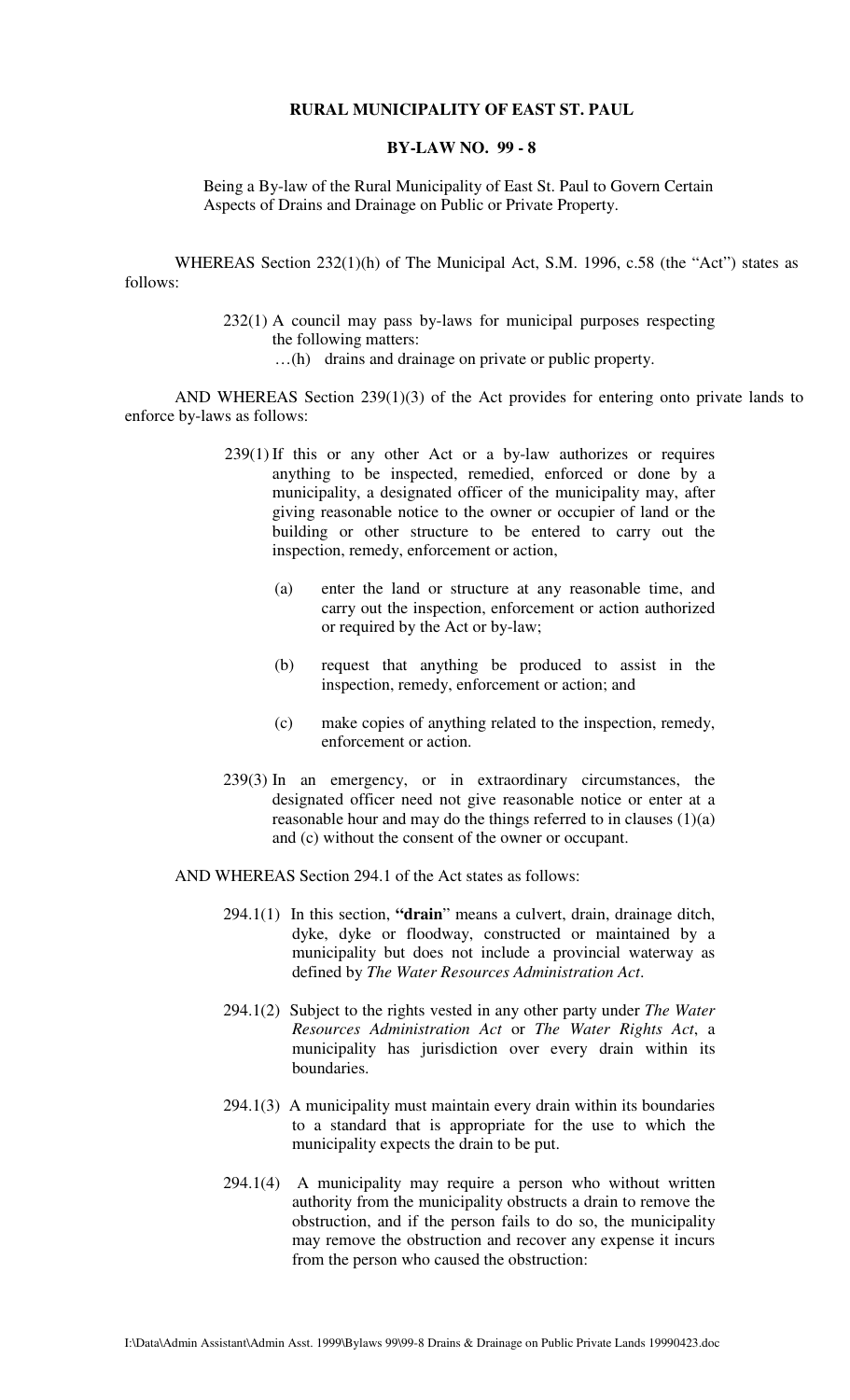**RURAL MUNICIPALITY OF EAST ST. PAUL**

**BY-LAW NO. 99 - 8**

Being a By-law of the Rural Municipality of East St. Paul to Govern Certain Aspects of Drains and Drainage on Public or Private Property.

WHEREAS Section 232(1)(h) of The Municipal Act, S.M. 1996, c.58 (the "Act") states as follows:

> 232(1) A council may pass by-laws for municipal purposes respecting the following matters:
>
> …(h) drains and drainage on private or public property.

AND WHEREAS Section 239(1)(3) of the Act provides for entering onto private lands to enforce by-laws as follows:

> 239(1) If this or any other Act or a by-law authorizes or requires anything to be inspected, remedied, enforced or done by a municipality, a designated officer of the municipality may, after giving reasonable notice to the owner or occupier of land or the building or other structure to be entered to carry out the inspection, remedy, enforcement or action,
>
> (a) enter the land or structure at any reasonable time, and carry out the inspection, enforcement or action authorized or required by the Act or by-law;
>
> (b) request that anything be produced to assist in the inspection, remedy, enforcement or action; and
>
> (c) make copies of anything related to the inspection, remedy, enforcement or action.
>
> 239(3) In an emergency, or in extraordinary circumstances, the designated officer need not give reasonable notice or enter at a reasonable hour and may do the things referred to in clauses (1)(a) and (c) without the consent of the owner or occupant.

AND WHEREAS Section 294.1 of the Act states as follows:

> 294.1(1) In this section, **"drain"** means a culvert, drain, drainage ditch, dyke, dyke or floodway, constructed or maintained by a municipality but does not include a provincial waterway as defined by *The Water Resources Administration Act*.
>
> 294.1(2) Subject to the rights vested in any other party under *The Water Resources Administration Act* or *The Water Rights Act*, a municipality has jurisdiction over every drain within its boundaries.
>
> 294.1(3) A municipality must maintain every drain within its boundaries to a standard that is appropriate for the use to which the municipality expects the drain to be put.
>
> 294.1(4) A municipality may require a person who without written authority from the municipality obstructs a drain to remove the obstruction, and if the person fails to do so, the municipality may remove the obstruction and recover any expense it incurs from the person who caused the obstruction: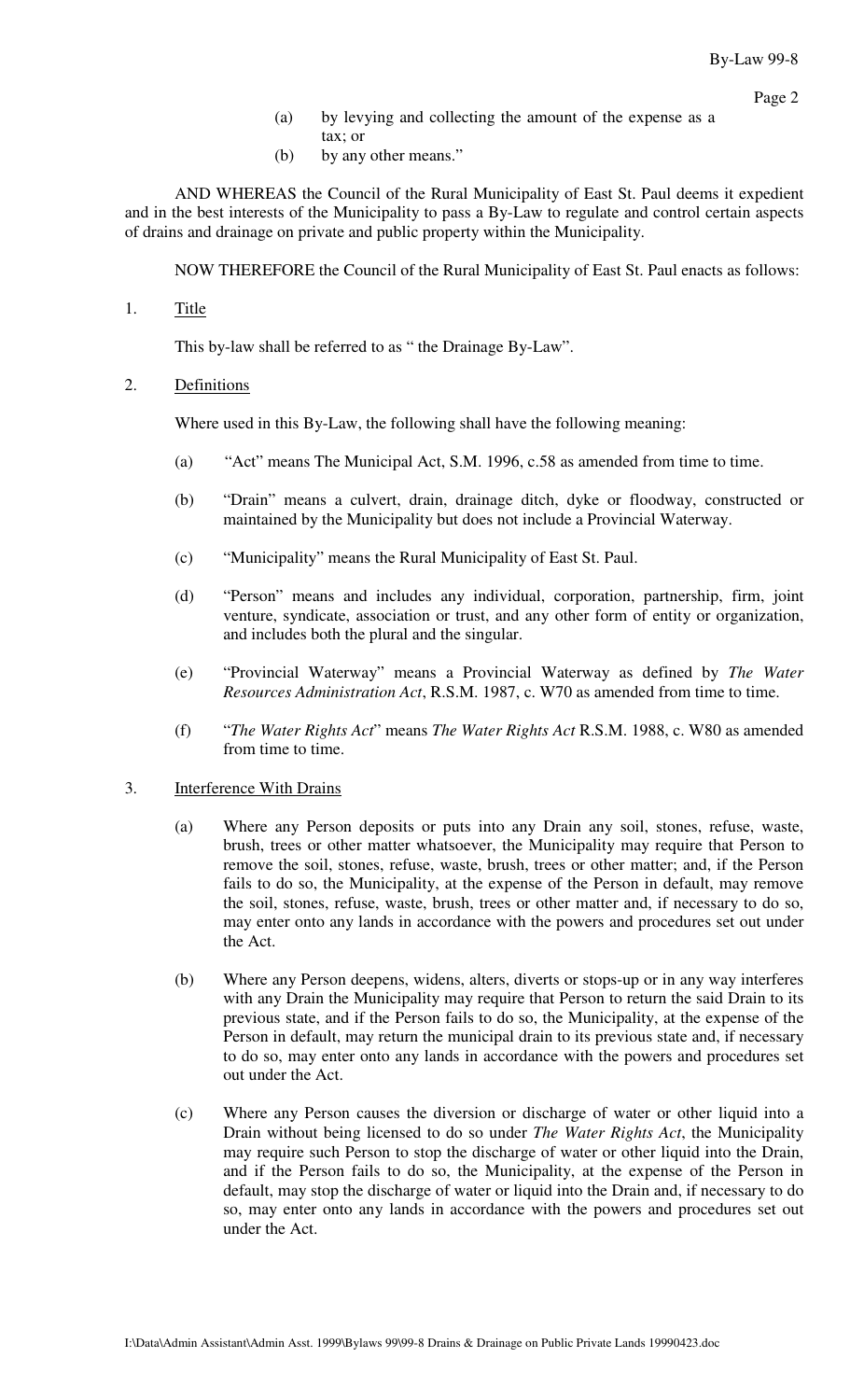(a) by levying and collecting the amount of the expense as a tax; or

(b) by any other means."

AND WHEREAS the Council of the Rural Municipality of East St. Paul deems it expedient and in the best interests of the Municipality to pass a By-Law to regulate and control certain aspects of drains and drainage on private and public property within the Municipality.

NOW THEREFORE the Council of the Rural Municipality of East St. Paul enacts as follows:

1. Title

This by-law shall be referred to as " the Drainage By-Law".

2. Definitions

Where used in this By-Law, the following shall have the following meaning:

(a) "Act" means The Municipal Act, S.M. 1996, c.58 as amended from time to time.

(b) "Drain" means a culvert, drain, drainage ditch, dyke or floodway, constructed or maintained by the Municipality but does not include a Provincial Waterway.

(c) "Municipality" means the Rural Municipality of East St. Paul.

(d) "Person" means and includes any individual, corporation, partnership, firm, joint venture, syndicate, association or trust, and any other form of entity or organization, and includes both the plural and the singular.

(e) "Provincial Waterway" means a Provincial Waterway as defined by *The Water Resources Administration Act*, R.S.M. 1987, c. W70 as amended from time to time.

(f) "*The Water Rights Act*" means *The Water Rights Act* R.S.M. 1988, c. W80 as amended from time to time.

3. Interference With Drains

(a) Where any Person deposits or puts into any Drain any soil, stones, refuse, waste, brush, trees or other matter whatsoever, the Municipality may require that Person to remove the soil, stones, refuse, waste, brush, trees or other matter; and, if the Person fails to do so, the Municipality, at the expense of the Person in default, may remove the soil, stones, refuse, waste, brush, trees or other matter and, if necessary to do so, may enter onto any lands in accordance with the powers and procedures set out under the Act.

(b) Where any Person deepens, widens, alters, diverts or stops-up or in any way interferes with any Drain the Municipality may require that Person to return the said Drain to its previous state, and if the Person fails to do so, the Municipality, at the expense of the Person in default, may return the municipal drain to its previous state and, if necessary to do so, may enter onto any lands in accordance with the powers and procedures set out under the Act.

(c) Where any Person causes the diversion or discharge of water or other liquid into a Drain without being licensed to do so under *The Water Rights Act*, the Municipality may require such Person to stop the discharge of water or other liquid into the Drain, and if the Person fails to do so, the Municipality, at the expense of the Person in default, may stop the discharge of water or liquid into the Drain and, if necessary to do so, may enter onto any lands in accordance with the powers and procedures set out under the Act.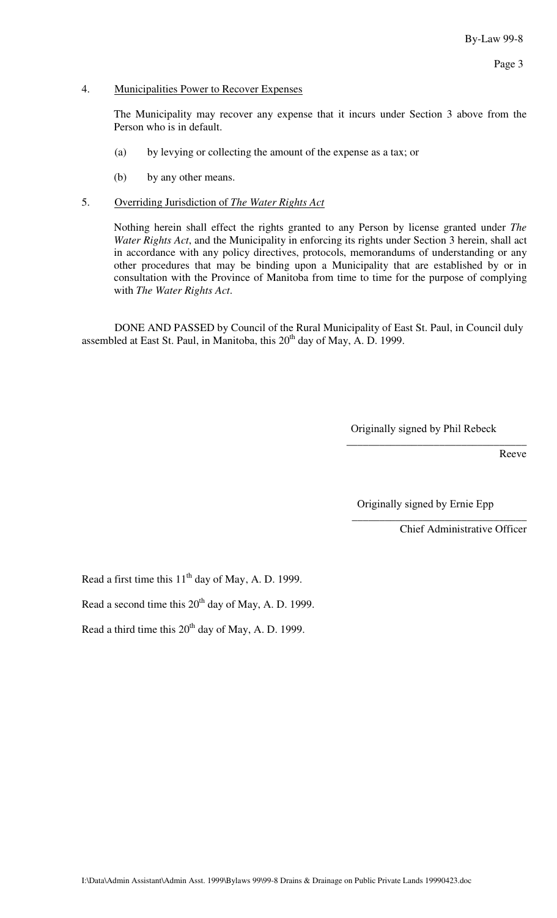4. Municipalities Power to Recover Expenses

The Municipality may recover any expense that it incurs under Section 3 above from the Person who is in default.

(a) by levying or collecting the amount of the expense as a tax; or

(b) by any other means.

5. Overriding Jurisdiction of *The Water Rights Act*

Nothing herein shall effect the rights granted to any Person by license granted under *The Water Rights Act*, and the Municipality in enforcing its rights under Section 3 herein, shall act in accordance with any policy directives, protocols, memorandums of understanding or any other procedures that may be binding upon a Municipality that are established by or in consultation with the Province of Manitoba from time to time for the purpose of complying with *The Water Rights Act*.

DONE AND PASSED by Council of the Rural Municipality of East St. Paul, in Council duly assembled at East St. Paul, in Manitoba, this 20th day of May, A. D. 1999.

Originally signed by Phil Rebeck
\_\_\_\_\_\_\_\_\_\_\_\_\_\_\_\_\_\_\_\_\_\_\_\_\_\_\_\_\_\_\_\_
Reeve

Originally signed by Ernie Epp
\_\_\_\_\_\_\_\_\_\_\_\_\_\_\_\_\_\_\_\_\_\_\_\_\_\_\_\_\_\_\_\_
Chief Administrative Officer

Read a first time this 11th day of May, A. D. 1999.

Read a second time this 20th day of May, A. D. 1999.

Read a third time this 20th day of May, A. D. 1999.